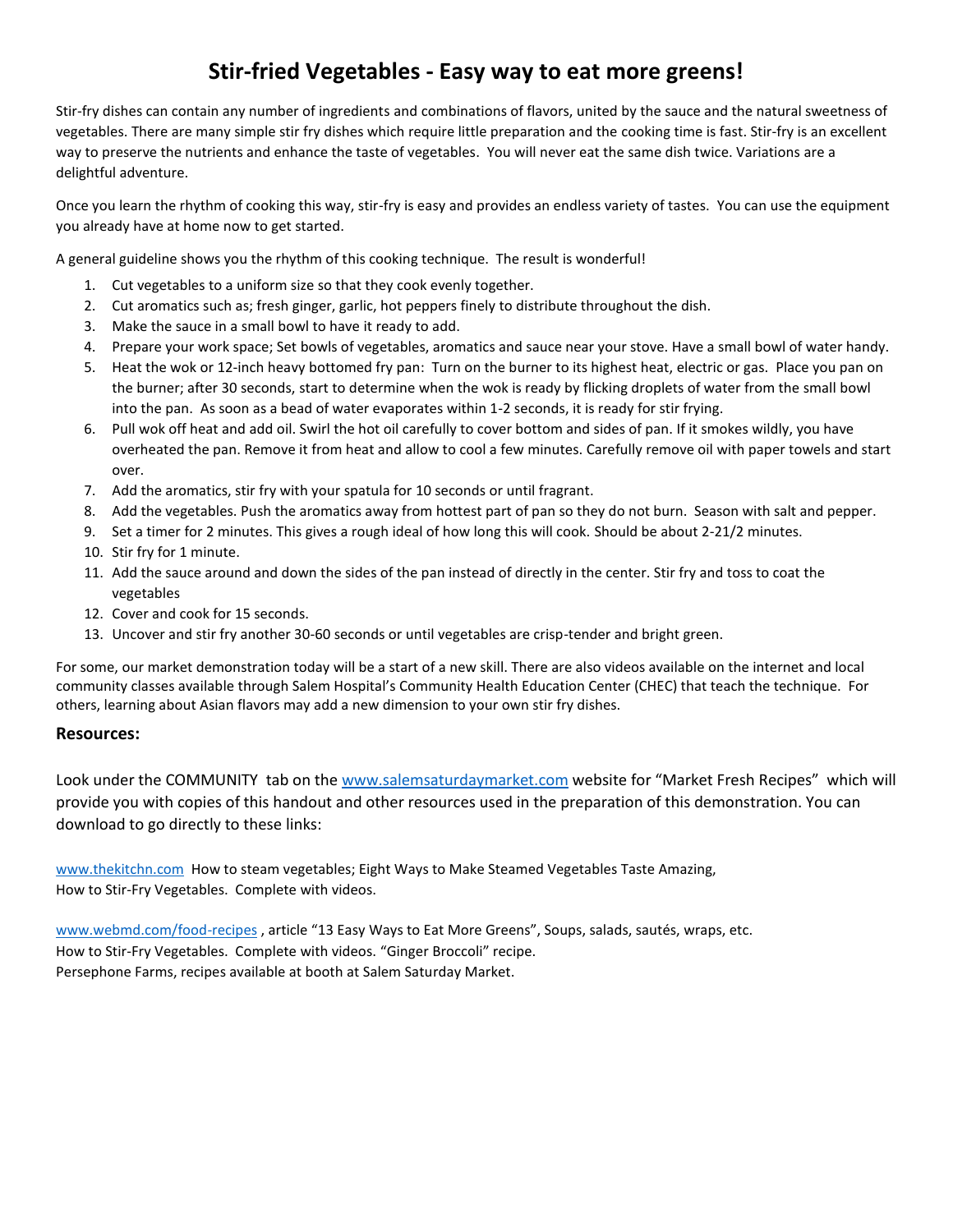# Stir-fried Vegetables - Easy way to eat more greens!

Stir-fry dishes can contain any number of ingredients and combinations of flavors, united by the sauce and the natural sweetness of vegetables. There are many simple stir fry dishes which require little preparation and the cooking time is fast. Stir-fry is an excellent way to preserve the nutrients and enhance the taste of vegetables. You will never eat the same dish twice. Variations are a delightful adventure.

Once you learn the rhythm of cooking this way, stir-fry is easy and provides an endless variety of tastes. You can use the equipment you already have at home now to get started.

A general guideline shows you the rhythm of this cooking technique. The result is wonderful!

1. Cut vegetables to a uniform size so that they cook evenly together.
2. Cut aromatics such as; fresh ginger, garlic, hot peppers finely to distribute throughout the dish.
3. Make the sauce in a small bowl to have it ready to add.
4. Prepare your work space; Set bowls of vegetables, aromatics and sauce near your stove. Have a small bowl of water handy.
5. Heat the wok or 12-inch heavy bottomed fry pan: Turn on the burner to its highest heat, electric or gas. Place you pan on the burner; after 30 seconds, start to determine when the wok is ready by flicking droplets of water from the small bowl into the pan. As soon as a bead of water evaporates within 1-2 seconds, it is ready for stir frying.
6. Pull wok off heat and add oil. Swirl the hot oil carefully to cover bottom and sides of pan. If it smokes wildly, you have overheated the pan. Remove it from heat and allow to cool a few minutes. Carefully remove oil with paper towels and start over.
7. Add the aromatics, stir fry with your spatula for 10 seconds or until fragrant.
8. Add the vegetables. Push the aromatics away from hottest part of pan so they do not burn. Season with salt and pepper.
9. Set a timer for 2 minutes. This gives a rough ideal of how long this will cook. Should be about 2-21/2 minutes.
10. Stir fry for 1 minute.
11. Add the sauce around and down the sides of the pan instead of directly in the center. Stir fry and toss to coat the vegetables
12. Cover and cook for 15 seconds.
13. Uncover and stir fry another 30-60 seconds or until vegetables are crisp-tender and bright green.

For some, our market demonstration today will be a start of a new skill. There are also videos available on the internet and local community classes available through Salem Hospital's Community Health Education Center (CHEC) that teach the technique. For others, learning about Asian flavors may add a new dimension to your own stir fry dishes.

### Resources:

Look under the COMMUNITY tab on the www.salemsaturdaymarket.com website for "Market Fresh Recipes" which will provide you with copies of this handout and other resources used in the preparation of this demonstration. You can download to go directly to these links:

www.thekitchn.com How to steam vegetables; Eight Ways to Make Steamed Vegetables Taste Amazing,
How to Stir-Fry Vegetables. Complete with videos.

www.webmd.com/food-recipes , article "13 Easy Ways to Eat More Greens", Soups, salads, sautés, wraps, etc.
How to Stir-Fry Vegetables. Complete with videos. "Ginger Broccoli" recipe.
Persephone Farms, recipes available at booth at Salem Saturday Market.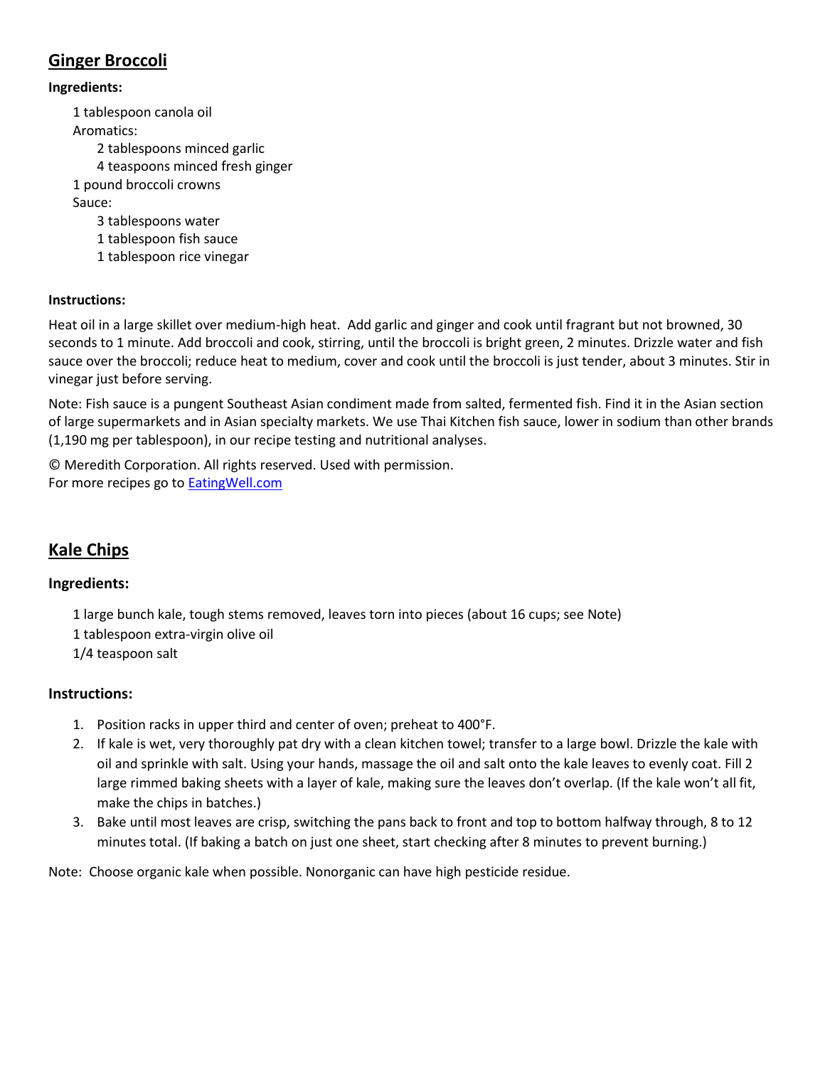## Ginger Broccoli

**Ingredients:**

- 1 tablespoon canola oil
- Aromatics:
  - 2 tablespoons minced garlic
  - 4 teaspoons minced fresh ginger
- 1 pound broccoli crowns
- Sauce:
  - 3 tablespoons water
  - 1 tablespoon fish sauce
  - 1 tablespoon rice vinegar

**Instructions:**

Heat oil in a large skillet over medium-high heat. Add garlic and ginger and cook until fragrant but not browned, 30 seconds to 1 minute. Add broccoli and cook, stirring, until the broccoli is bright green, 2 minutes. Drizzle water and fish sauce over the broccoli; reduce heat to medium, cover and cook until the broccoli is just tender, about 3 minutes. Stir in vinegar just before serving.

Note: Fish sauce is a pungent Southeast Asian condiment made from salted, fermented fish. Find it in the Asian section of large supermarkets and in Asian specialty markets. We use Thai Kitchen fish sauce, lower in sodium than other brands (1,190 mg per tablespoon), in our recipe testing and nutritional analyses.

© Meredith Corporation. All rights reserved. Used with permission.
For more recipes go to [EatingWell.com](EatingWell.com)

## Kale Chips

**Ingredients:**

- 1 large bunch kale, tough stems removed, leaves torn into pieces (about 16 cups; see Note)
- 1 tablespoon extra-virgin olive oil
- 1/4 teaspoon salt

**Instructions:**

1. Position racks in upper third and center of oven; preheat to 400°F.
2. If kale is wet, very thoroughly pat dry with a clean kitchen towel; transfer to a large bowl. Drizzle the kale with oil and sprinkle with salt. Using your hands, massage the oil and salt onto the kale leaves to evenly coat. Fill 2 large rimmed baking sheets with a layer of kale, making sure the leaves don't overlap. (If the kale won't all fit, make the chips in batches.)
3. Bake until most leaves are crisp, switching the pans back to front and top to bottom halfway through, 8 to 12 minutes total. (If baking a batch on just one sheet, start checking after 8 minutes to prevent burning.)

Note: Choose organic kale when possible. Nonorganic can have high pesticide residue.